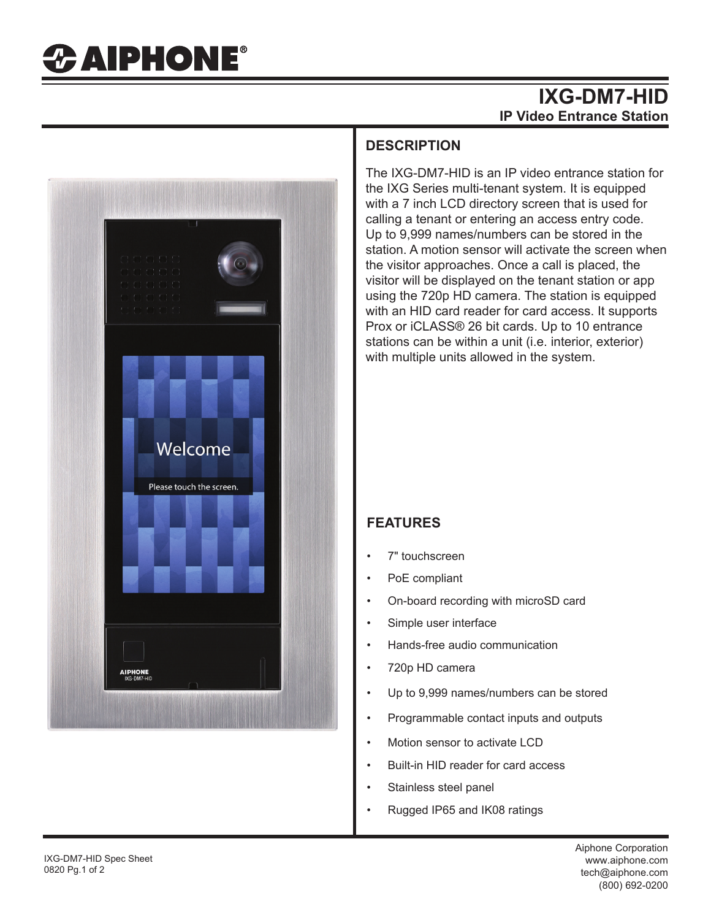# IXG-DM7-HID

## IP Video Entrance Station

## DESCRIPTION

The IXG-DM7-HID is an IP video entrance station for the IXG Series multi-tenant system. It is equipped with a 7 inch LCD directory screen that is used for calling a tenant or entering an access entry code. Up to 9,999 names/numbers can be stored in the station. A motion sensor will activate the screen when the visitor approaches. Once a call is placed, the visitor will be displayed on the tenant station or app using the 720p HD camera. The station is equipped with an HID card reader for card access. It supports Prox or iCLASS® 26 bit cards. Up to 10 entrance stations can be within a unit (i.e. interior, exterior) with multiple units allowed in the system.

## FEATURES

- 7" touchscreen
- PoE compliant
- On-board recording with microSD card
- Simple user interface
- Hands-free audio communication
- 720p HD camera
- Up to 9,999 names/numbers can be stored
- Programmable contact inputs and outputs
- Motion sensor to activate LCD
- Built-in HID reader for card access
- Stainless steel panel
- Rugged IP65 and IK08 ratings

IXG-DM7-HID Spec Sheet
0820

Aiphone Corporation
www.aiphone.com
tech@aiphone.com
(800) 692-0200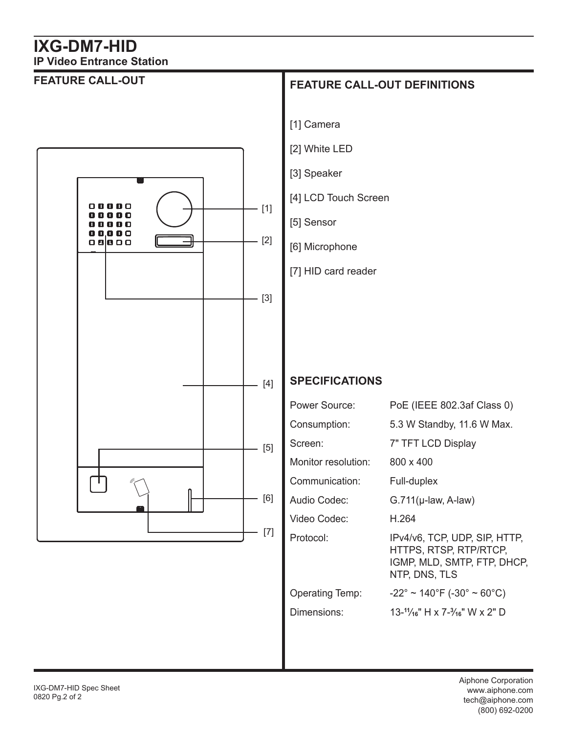# IXG-DM7-HID

**IP Video Entrance Station**

## FEATURE CALL-OUT

[1]
[2]
[3]
[4]
[5]
[6]
[7]

## FEATURE CALL-OUT DEFINITIONS

[1] Camera

[2] White LED

[3] Speaker

[4] LCD Touch Screen

[5] Sensor

[6] Microphone

[7] HID card reader

## SPECIFICATIONS

| | |
|---|---|
| Power Source: | PoE (IEEE 802.3af Class 0) |
| Consumption: | 5.3 W Standby, 11.6 W Max. |
| Screen: | 7" TFT LCD Display |
| Monitor resolution: | 800 x 400 |
| Communication: | Full-duplex |
| Audio Codec: | G.711(μ-law, A-law) |
| Video Codec: | H.264 |
| Protocol: | IPv4/v6, TCP, UDP, SIP, HTTP, HTTPS, RTSP, RTP/RTCP, IGMP, MLD, SMTP, FTP, DHCP, NTP, DNS, TLS |
| Operating Temp: | -22° ~ 140°F (-30° ~ 60°C) |
| Dimensions: | 13-11/16" H x 7-3/16" W x 2" D |

IXG-DM7-HID Spec Sheet
0820 Pg.2 of 2

Aiphone Corporation
www.aiphone.com
tech@aiphone.com
(800) 692-0200